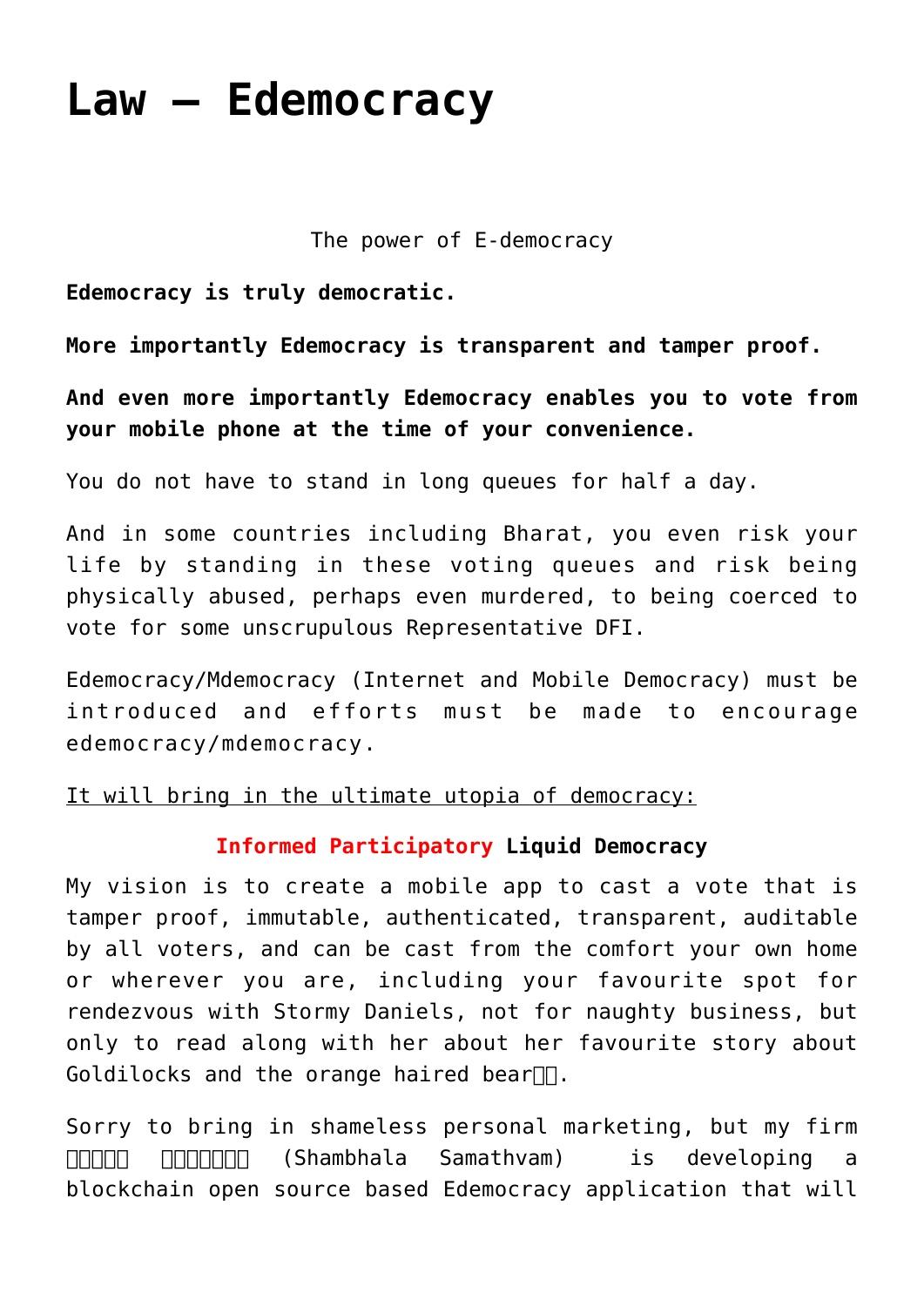# Law – Edemocracy

The power of E-democracy

**Edemocracy is truly democratic.**

**More importantly Edemocracy is transparent and tamper proof.**

**And even more importantly Edemocracy enables you to vote from your mobile phone at the time of your convenience.**

You do not have to stand in long queues for half a day.

And in some countries including Bharat, you even risk your life by standing in these voting queues and risk being physically abused, perhaps even murdered, to being coerced to vote for some unscrupulous Representative DFI.

Edemocracy/Mdemocracy (Internet and Mobile Democracy) must be introduced and efforts must be made to encourage edemocracy/mdemocracy.

<u>It will bring in the ultimate utopia of democracy:</u>

**Informed Participatory Liquid Democracy**

My vision is to create a mobile app to cast a vote that is tamper proof, immutable, authenticated, transparent, auditable by all voters, and can be cast from the comfort your own home or wherever you are, including your favourite spot for rendezvous with Stormy Daniels, not for naughty business, but only to read along with her about her favourite story about Goldilocks and the orange haired bear□□.

Sorry to bring in shameless personal marketing, but my firm □□□□□ □□□□□□□ (Shambhala Samathvam) is developing a blockchain open source based Edemocracy application that will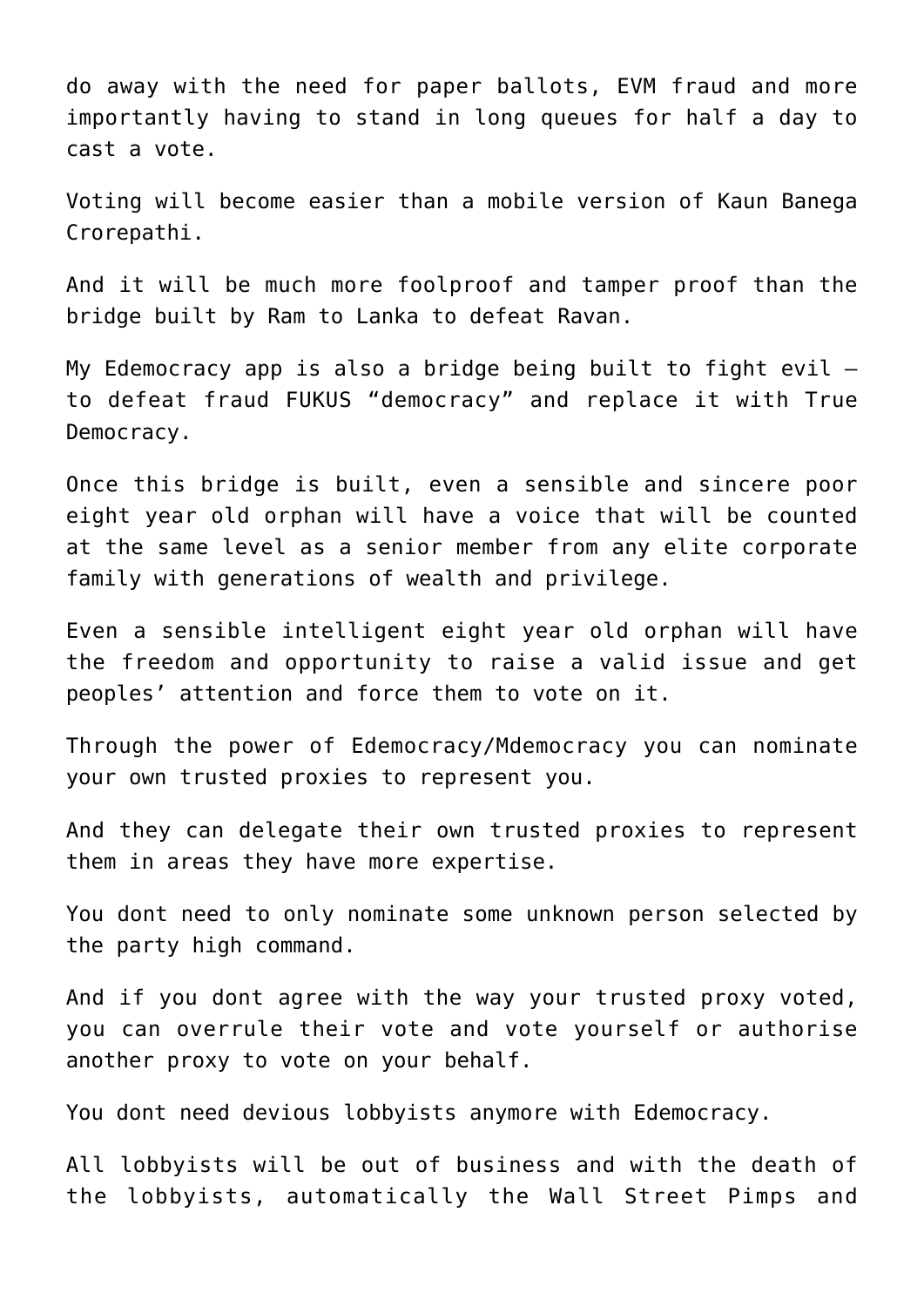do away with the need for paper ballots, EVM fraud and more importantly having to stand in long queues for half a day to cast a vote.

Voting will become easier than a mobile version of Kaun Banega Crorepathi.

And it will be much more foolproof and tamper proof than the bridge built by Ram to Lanka to defeat Ravan.

My Edemocracy app is also a bridge being built to fight evil – to defeat fraud FUKUS “democracy” and replace it with True Democracy.

Once this bridge is built, even a sensible and sincere poor eight year old orphan will have a voice that will be counted at the same level as a senior member from any elite corporate family with generations of wealth and privilege.

Even a sensible intelligent eight year old orphan will have the freedom and opportunity to raise a valid issue and get peoples’ attention and force them to vote on it.

Through the power of Edemocracy/Mdemocracy you can nominate your own trusted proxies to represent you.

And they can delegate their own trusted proxies to represent them in areas they have more expertise.

You dont need to only nominate some unknown person selected by the party high command.

And if you dont agree with the way your trusted proxy voted, you can overrule their vote and vote yourself or authorise another proxy to vote on your behalf.

You dont need devious lobbyists anymore with Edemocracy.

All lobbyists will be out of business and with the death of the lobbyists, automatically the Wall Street Pimps and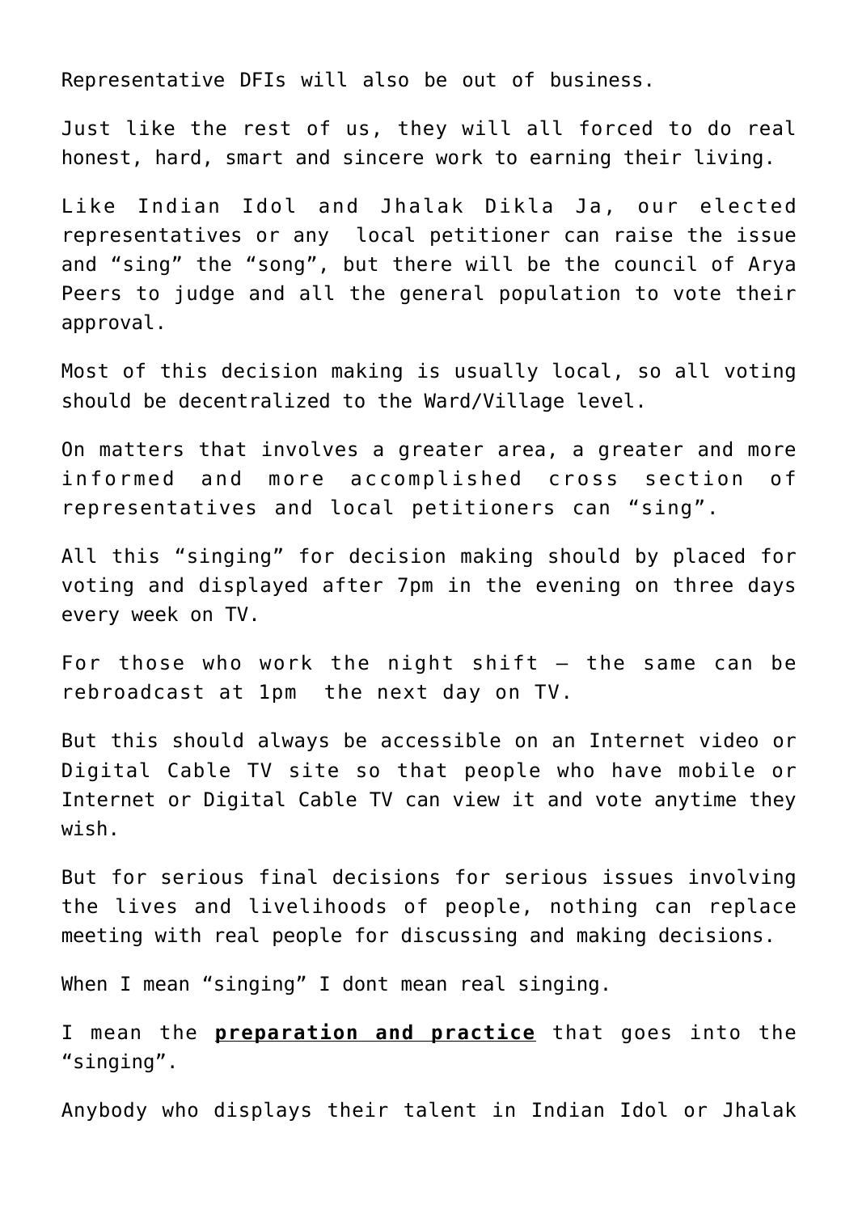Representative DFIs will also be out of business.

Just like the rest of us, they will all forced to do real honest, hard, smart and sincere work to earning their living.

Like Indian Idol and Jhalak Dikla Ja, our elected representatives or any local petitioner can raise the issue and "sing" the "song", but there will be the council of Arya Peers to judge and all the general population to vote their approval.

Most of this decision making is usually local, so all voting should be decentralized to the Ward/Village level.

On matters that involves a greater area, a greater and more informed and more accomplished cross section of representatives and local petitioners can "sing".

All this "singing" for decision making should by placed for voting and displayed after 7pm in the evening on three days every week on TV.

For those who work the night shift – the same can be rebroadcast at 1pm the next day on TV.

But this should always be accessible on an Internet video or Digital Cable TV site so that people who have mobile or Internet or Digital Cable TV can view it and vote anytime they wish.

But for serious final decisions for serious issues involving the lives and livelihoods of people, nothing can replace meeting with real people for discussing and making decisions.

When I mean "singing" I dont mean real singing.

I mean the **preparation and practice** that goes into the "singing".

Anybody who displays their talent in Indian Idol or Jhalak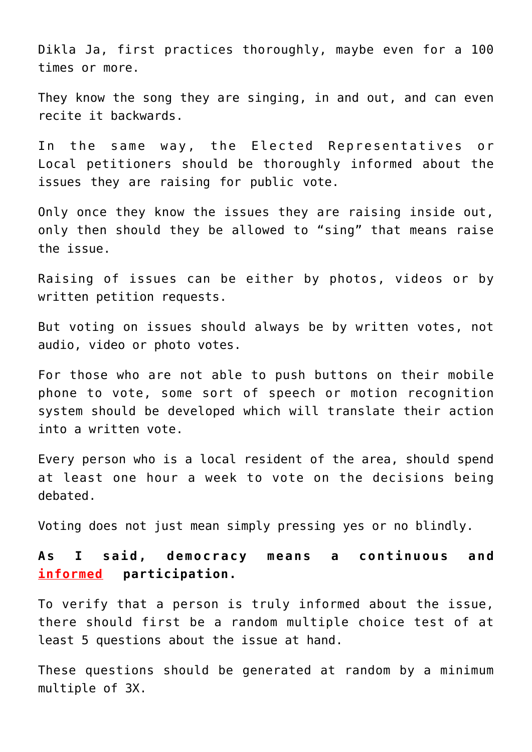Dikla Ja, first practices thoroughly, maybe even for a 100 times or more.

They know the song they are singing, in and out, and can even recite it backwards.

In the same way, the Elected Representatives or Local petitioners should be thoroughly informed about the issues they are raising for public vote.

Only once they know the issues they are raising inside out, only then should they be allowed to “sing” that means raise the issue.

Raising of issues can be either by photos, videos or by written petition requests.

But voting on issues should always be by written votes, not audio, video or photo votes.

For those who are not able to push buttons on their mobile phone to vote, some sort of speech or motion recognition system should be developed which will translate their action into a written vote.

Every person who is a local resident of the area, should spend at least one hour a week to vote on the decisions being debated.

Voting does not just mean simply pressing yes or no blindly.

**As I said, democracy means a continuous and informed participation.**

To verify that a person is truly informed about the issue, there should first be a random multiple choice test of at least 5 questions about the issue at hand.

These questions should be generated at random by a minimum multiple of 3X.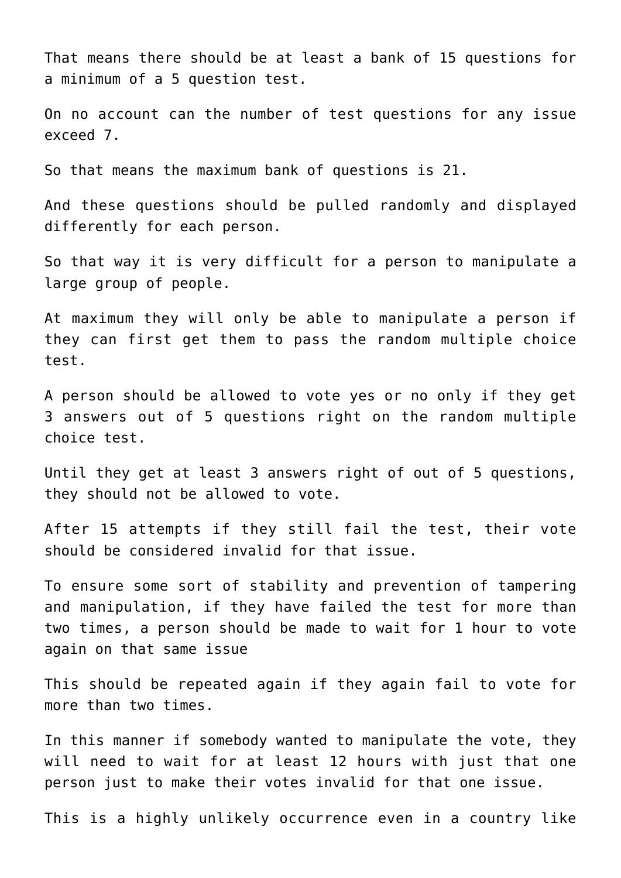That means there should be at least a bank of 15 questions for a minimum of a 5 question test.

On no account can the number of test questions for any issue exceed 7.

So that means the maximum bank of questions is 21.

And these questions should be pulled randomly and displayed differently for each person.

So that way it is very difficult for a person to manipulate a large group of people.

At maximum they will only be able to manipulate a person if they can first get them to pass the random multiple choice test.

A person should be allowed to vote yes or no only if they get 3 answers out of 5 questions right on the random multiple choice test.

Until they get at least 3 answers right of out of 5 questions, they should not be allowed to vote.

After 15 attempts if they still fail the test, their vote should be considered invalid for that issue.

To ensure some sort of stability and prevention of tampering and manipulation, if they have failed the test for more than two times, a person should be made to wait for 1 hour to vote again on that same issue

This should be repeated again if they again fail to vote for more than two times.

In this manner if somebody wanted to manipulate the vote, they will need to wait for at least 12 hours with just that one person just to make their votes invalid for that one issue.

This is a highly unlikely occurrence even in a country like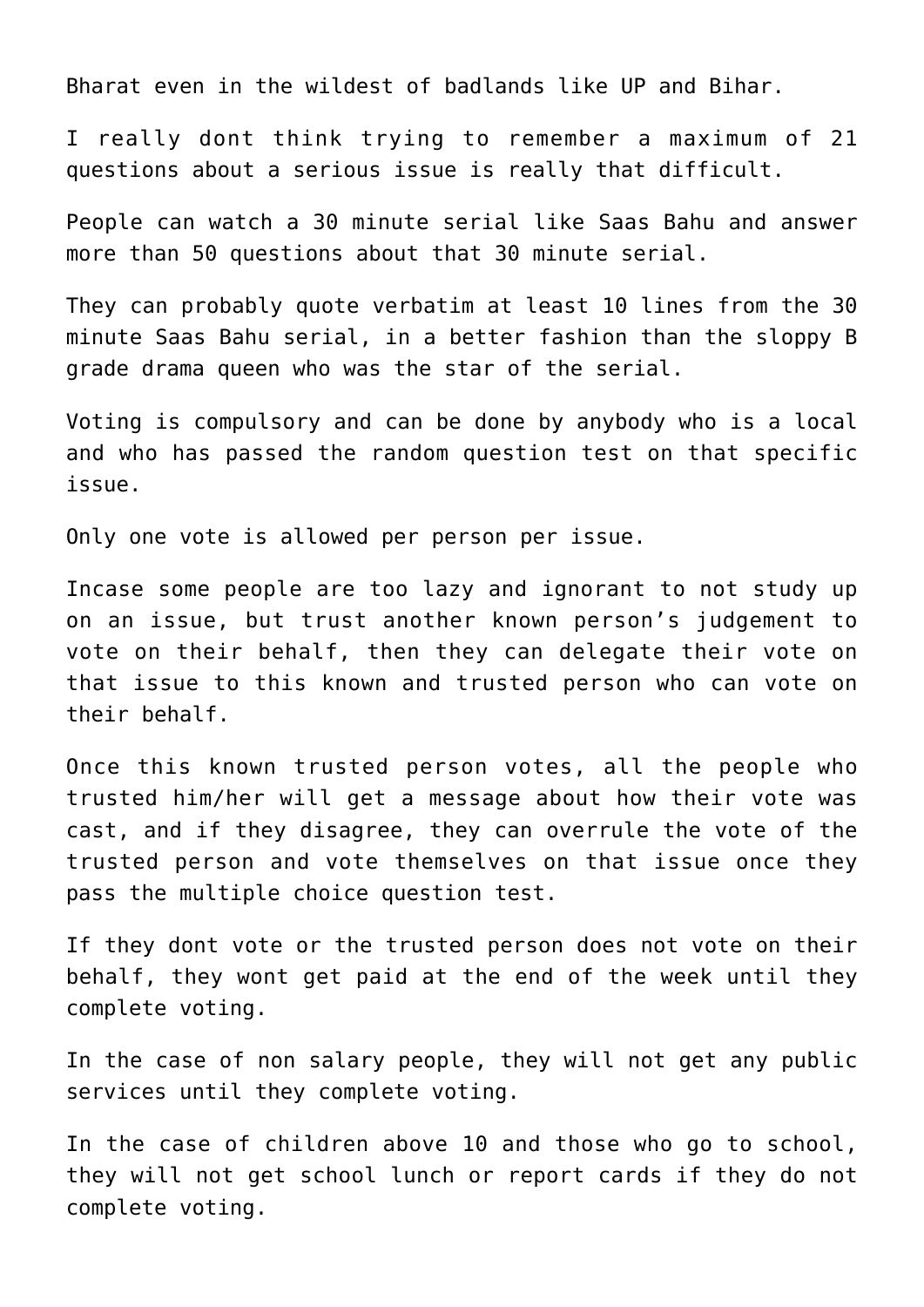Bharat even in the wildest of badlands like UP and Bihar.

I really dont think trying to remember a maximum of 21 questions about a serious issue is really that difficult.

People can watch a 30 minute serial like Saas Bahu and answer more than 50 questions about that 30 minute serial.

They can probably quote verbatim at least 10 lines from the 30 minute Saas Bahu serial, in a better fashion than the sloppy B grade drama queen who was the star of the serial.

Voting is compulsory and can be done by anybody who is a local and who has passed the random question test on that specific issue.

Only one vote is allowed per person per issue.

Incase some people are too lazy and ignorant to not study up on an issue, but trust another known person's judgement to vote on their behalf, then they can delegate their vote on that issue to this known and trusted person who can vote on their behalf.

Once this known trusted person votes, all the people who trusted him/her will get a message about how their vote was cast, and if they disagree, they can overrule the vote of the trusted person and vote themselves on that issue once they pass the multiple choice question test.

If they dont vote or the trusted person does not vote on their behalf, they wont get paid at the end of the week until they complete voting.

In the case of non salary people, they will not get any public services until they complete voting.

In the case of children above 10 and those who go to school, they will not get school lunch or report cards if they do not complete voting.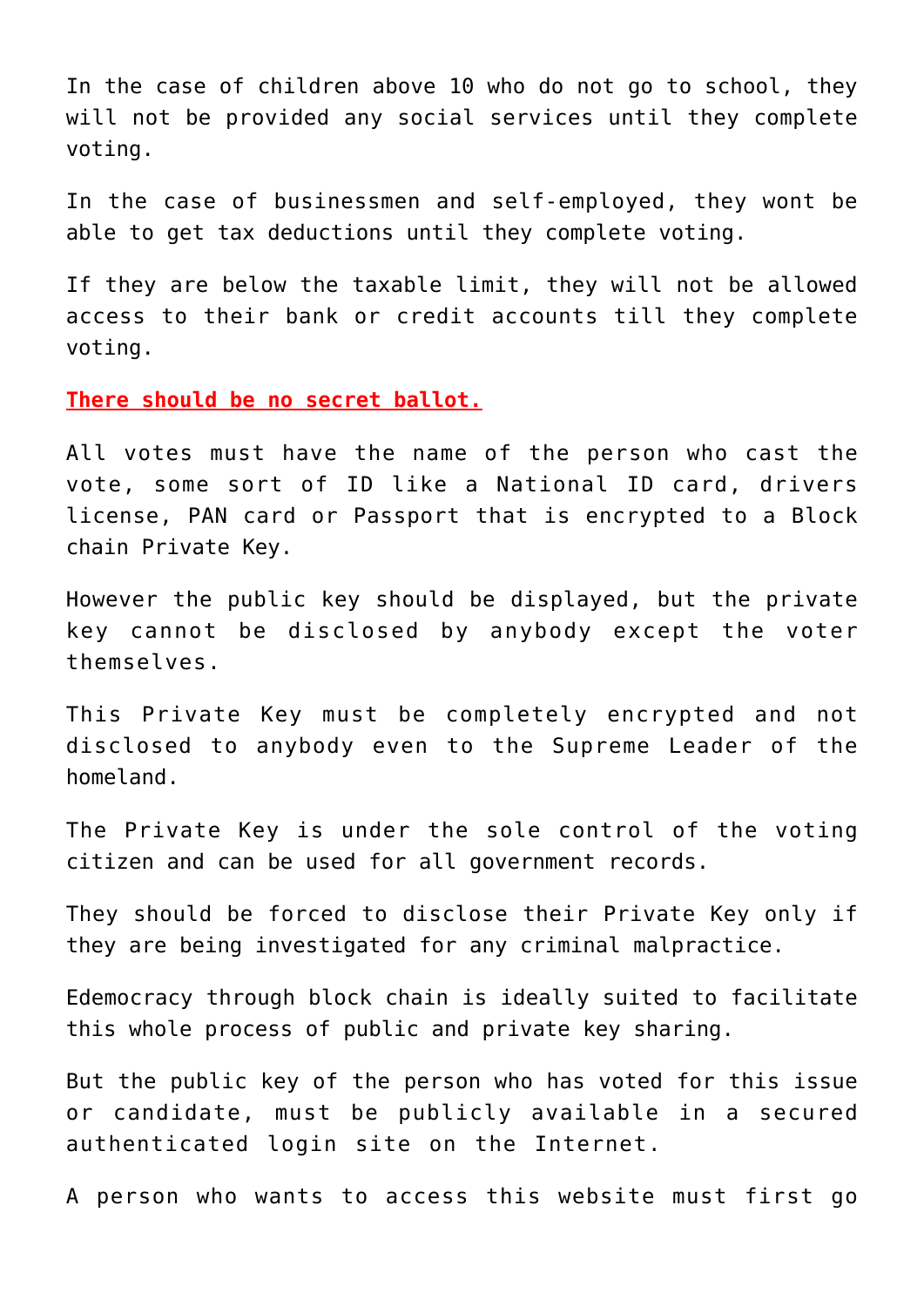In the case of children above 10 who do not go to school, they will not be provided any social services until they complete voting.

In the case of businessmen and self-employed, they wont be able to get tax deductions until they complete voting.

If they are below the taxable limit, they will not be allowed access to their bank or credit accounts till they complete voting.

**There should be no secret ballot.**

All votes must have the name of the person who cast the vote, some sort of ID like a National ID card, drivers license, PAN card or Passport that is encrypted to a Block chain Private Key.

However the public key should be displayed, but the private key cannot be disclosed by anybody except the voter themselves.

This Private Key must be completely encrypted and not disclosed to anybody even to the Supreme Leader of the homeland.

The Private Key is under the sole control of the voting citizen and can be used for all government records.

They should be forced to disclose their Private Key only if they are being investigated for any criminal malpractice.

Edemocracy through block chain is ideally suited to facilitate this whole process of public and private key sharing.

But the public key of the person who has voted for this issue or candidate, must be publicly available in a secured authenticated login site on the Internet.

A person who wants to access this website must first go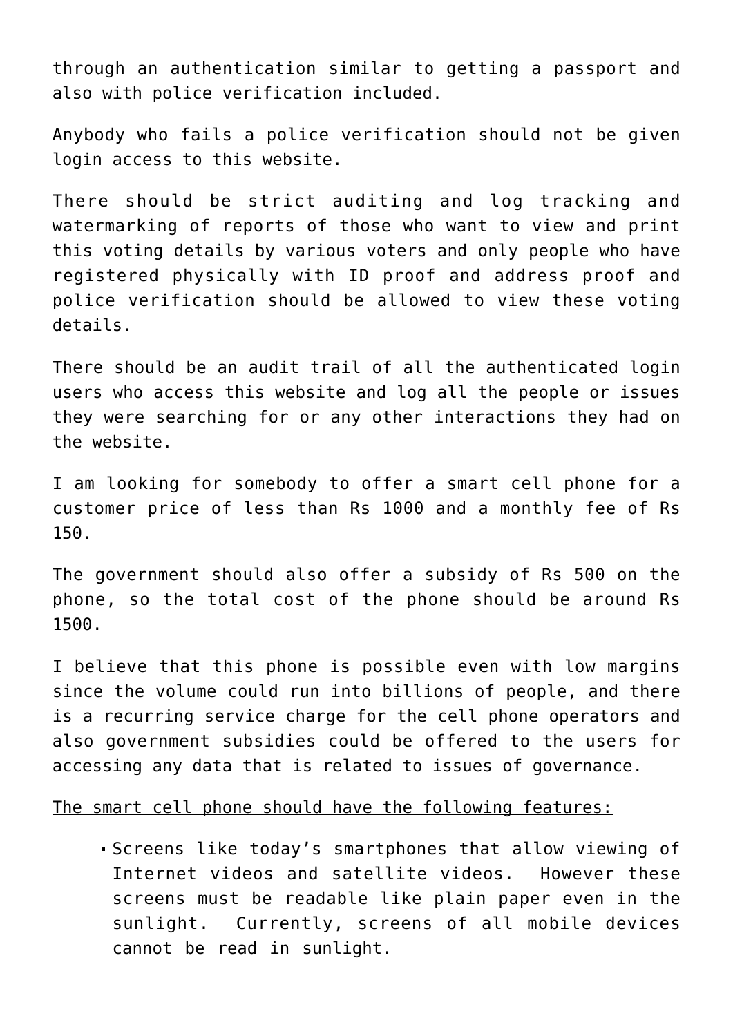through an authentication similar to getting a passport and also with police verification included.

Anybody who fails a police verification should not be given login access to this website.

There should be strict auditing and log tracking and watermarking of reports of those who want to view and print this voting details by various voters and only people who have registered physically with ID proof and address proof and police verification should be allowed to view these voting details.

There should be an audit trail of all the authenticated login users who access this website and log all the people or issues they were searching for or any other interactions they had on the website.

I am looking for somebody to offer a smart cell phone for a customer price of less than Rs 1000 and a monthly fee of Rs 150.

The government should also offer a subsidy of Rs 500 on the phone, so the total cost of the phone should be around Rs 1500.

I believe that this phone is possible even with low margins since the volume could run into billions of people, and there is a recurring service charge for the cell phone operators and also government subsidies could be offered to the users for accessing any data that is related to issues of governance.

<u>The smart cell phone should have the following features:</u>

- Screens like today's smartphones that allow viewing of Internet videos and satellite videos. However these screens must be readable like plain paper even in the sunlight. Currently, screens of all mobile devices cannot be read in sunlight.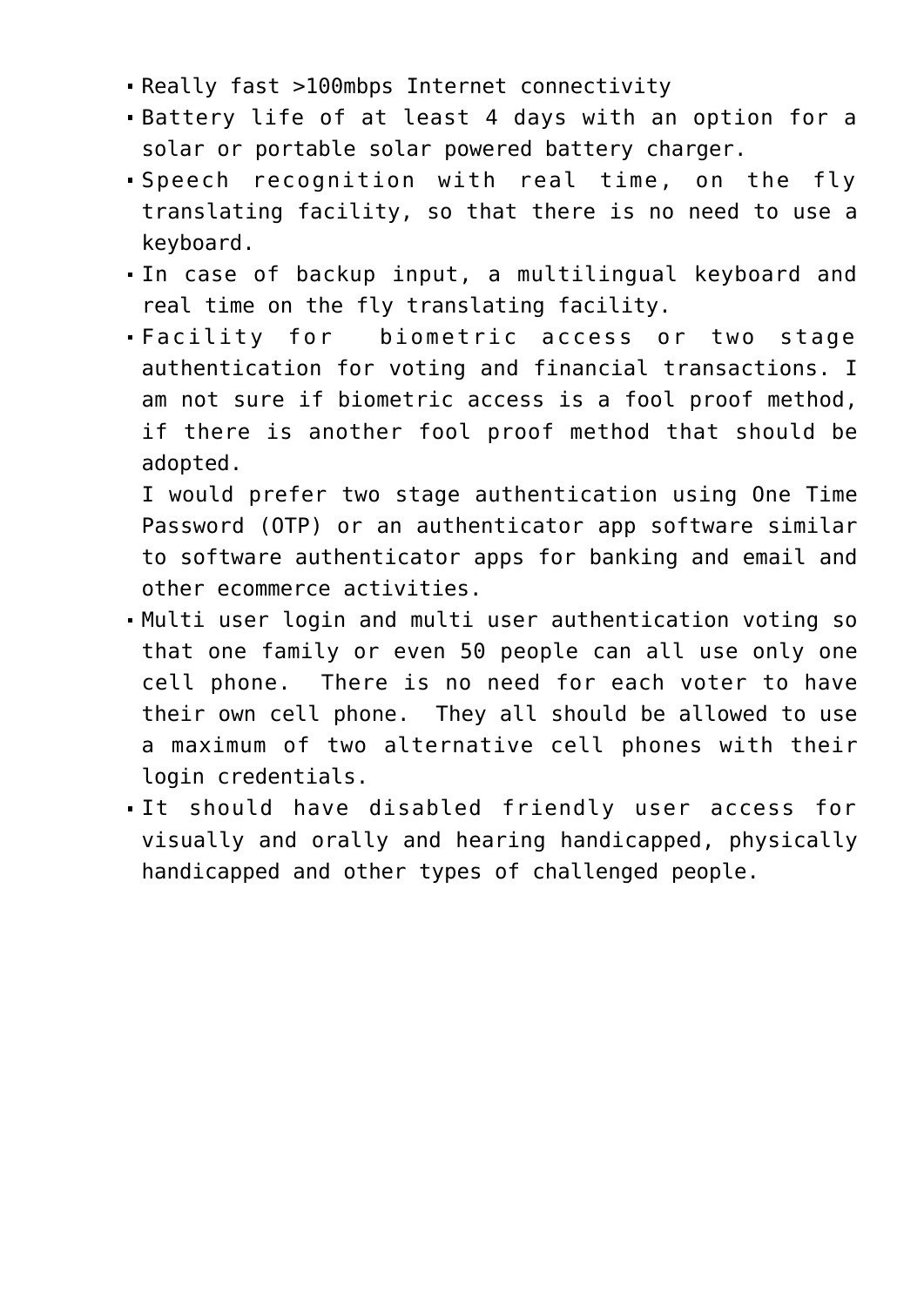- Really fast >100mbps Internet connectivity
- Battery life of at least 4 days with an option for a solar or portable solar powered battery charger.
- Speech recognition with real time, on the fly translating facility, so that there is no need to use a keyboard.
- In case of backup input, a multilingual keyboard and real time on the fly translating facility.
- Facility for biometric access or two stage authentication for voting and financial transactions. I am not sure if biometric access is a fool proof method, if there is another fool proof method that should be adopted.

  I would prefer two stage authentication using One Time Password (OTP) or an authenticator app software similar to software authenticator apps for banking and email and other ecommerce activities.
- Multi user login and multi user authentication voting so that one family or even 50 people can all use only one cell phone. There is no need for each voter to have their own cell phone. They all should be allowed to use a maximum of two alternative cell phones with their login credentials.
- It should have disabled friendly user access for visually and orally and hearing handicapped, physically handicapped and other types of challenged people.